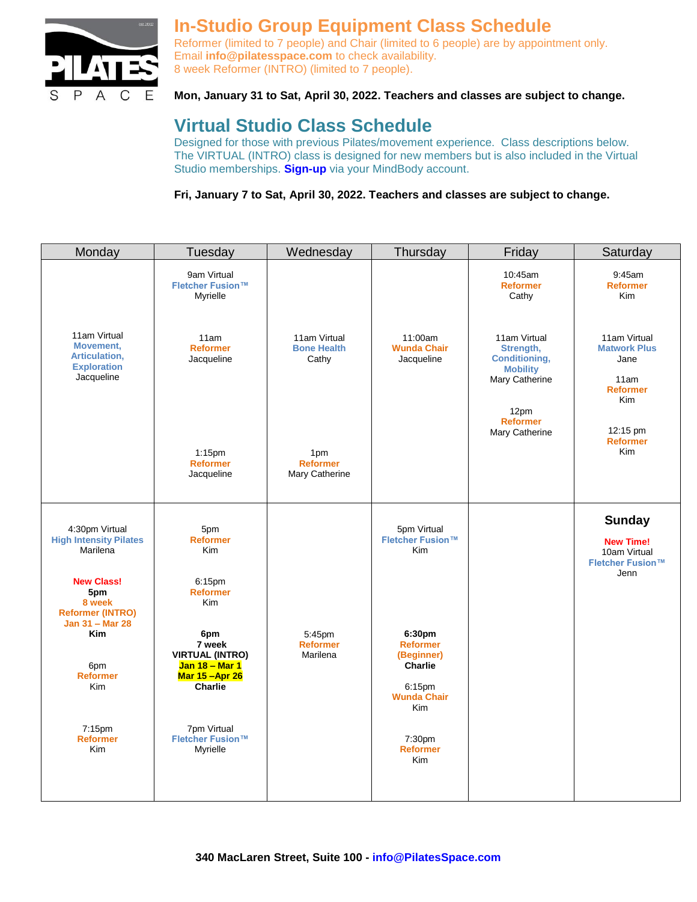PILATES SPACE est.2002

# In-Studio Group Equipment Class Schedule

Reformer (limited to 7 people) and Chair (limited to 6 people) are by appointment only.
Email **info@pilatesspace.com** to check availability.
8 week Reformer (INTRO) (limited to 7 people).

**Mon, January 31 to Sat, April 30, 2022. Teachers and classes are subject to change.**

# Virtual Studio Class Schedule

Designed for those with previous Pilates/movement experience. Class descriptions below. The VIRTUAL (INTRO) class is designed for new members but is also included in the Virtual Studio memberships. **Sign-up** via your MindBody account.

**Fri, January 7 to Sat, April 30, 2022. Teachers and classes are subject to change.**

| Monday | Tuesday | Wednesday | Thursday | Friday | Saturday |
|---|---|---|---|---|---|
| 11am Virtual **Movement, Articulation, Exploration** Jacqueline | 9am Virtual **Fletcher Fusion™** Myrielle<br><br>11am **Reformer** Jacqueline<br><br>1:15pm **Reformer** Jacqueline | 11am Virtual **Bone Health** Cathy<br><br>1pm **Reformer** Mary Catherine | 11:00am **Wunda Chair** Jacqueline | 10:45am **Reformer** Cathy<br><br>11am Virtual **Strength, Conditioning, Mobility** Mary Catherine<br><br>12pm **Reformer** Mary Catherine | 9:45am **Reformer** Kim<br><br>11am Virtual **Matwork Plus** Jane<br><br>11am **Reformer** Kim<br><br>12:15 pm **Reformer** Kim |
| 4:30pm Virtual **High Intensity Pilates** Marilena<br><br>**New Class!** **5pm 8 week Reformer (INTRO) Jan 31 – Mar 28 Kim**<br><br>6pm **Reformer** Kim<br><br>7:15pm **Reformer** Kim | 5pm **Reformer** Kim<br><br>6:15pm **Reformer** Kim<br><br>**6pm 7 week VIRTUAL (INTRO) Jan 18 – Mar 1 Mar 15 –Apr 26 Charlie**<br><br>7pm Virtual **Fletcher Fusion™** Myrielle | 5:45pm **Reformer** Marilena | 5pm Virtual **Fletcher Fusion™** Kim<br><br>**6:30pm Reformer (Beginner) Charlie**<br><br>6:15pm **Wunda Chair** Kim<br><br>7:30pm **Reformer** Kim | | **Sunday**<br><br>**New Time!** 10am Virtual **Fletcher Fusion™** Jenn |

**340 MacLaren Street, Suite 100 - info@PilatesSpace.com**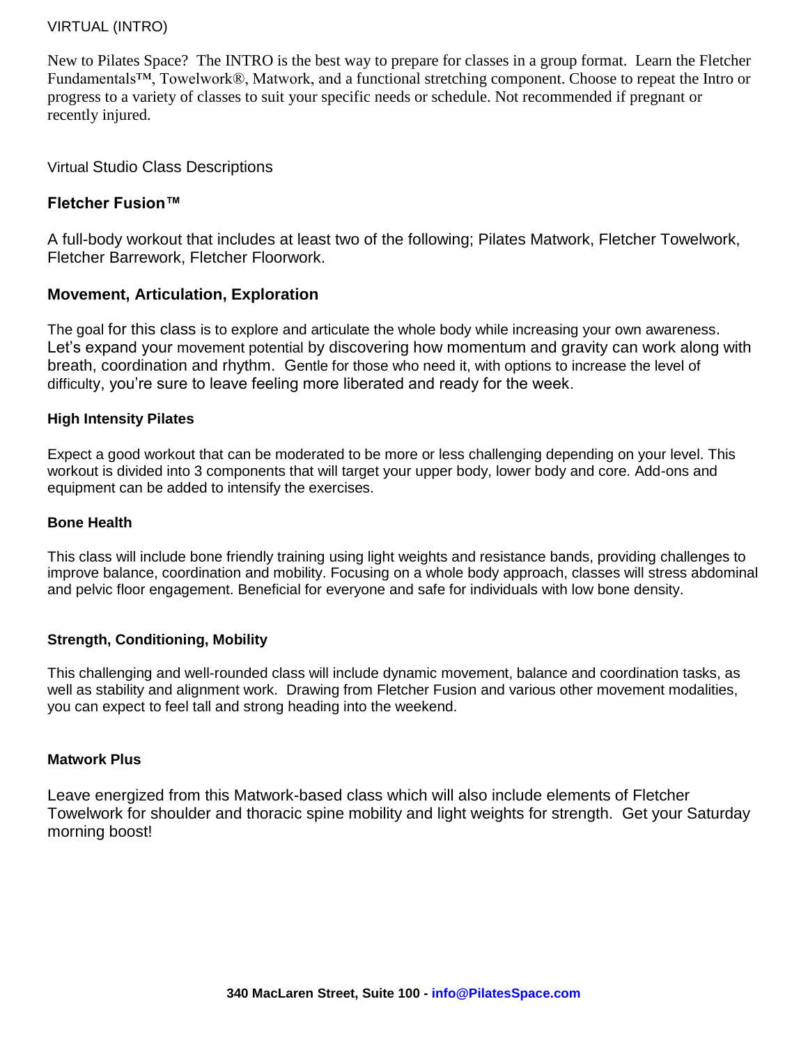VIRTUAL (INTRO)

New to Pilates Space? The INTRO is the best way to prepare for classes in a group format. Learn the Fletcher Fundamentals™, Towelwork®, Matwork, and a functional stretching component. Choose to repeat the Intro or progress to a variety of classes to suit your specific needs or schedule. Not recommended if pregnant or recently injured.

Virtual Studio Class Descriptions

### Fletcher Fusion™

A full-body workout that includes at least two of the following; Pilates Matwork, Fletcher Towelwork, Fletcher Barrework, Fletcher Floorwork.

### Movement, Articulation, Exploration

The goal for this class is to explore and articulate the whole body while increasing your own awareness. Let's expand your movement potential by discovering how momentum and gravity can work along with breath, coordination and rhythm. Gentle for those who need it, with options to increase the level of difficulty, you're sure to leave feeling more liberated and ready for the week.

#### High Intensity Pilates

Expect a good workout that can be moderated to be more or less challenging depending on your level. This workout is divided into 3 components that will target your upper body, lower body and core. Add-ons and equipment can be added to intensify the exercises.

#### Bone Health

This class will include bone friendly training using light weights and resistance bands, providing challenges to improve balance, coordination and mobility. Focusing on a whole body approach, classes will stress abdominal and pelvic floor engagement. Beneficial for everyone and safe for individuals with low bone density.

#### Strength, Conditioning, Mobility

This challenging and well-rounded class will include dynamic movement, balance and coordination tasks, as well as stability and alignment work. Drawing from Fletcher Fusion and various other movement modalities, you can expect to feel tall and strong heading into the weekend.

#### Matwork Plus

Leave energized from this Matwork-based class which will also include elements of Fletcher Towelwork for shoulder and thoracic spine mobility and light weights for strength. Get your Saturday morning boost!

**340 MacLaren Street, Suite 100 - info@PilatesSpace.com**